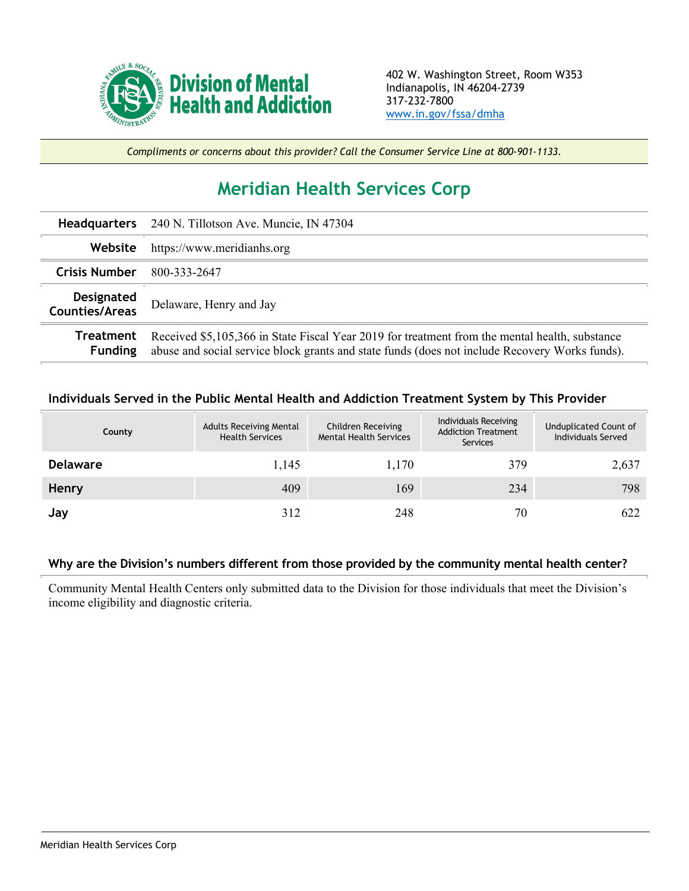**Division of Mental Health and Addiction**

402 W. Washington Street, Room W353
Indianapolis, IN 46204-2739
317-232-7800
www.in.gov/fssa/dmha

*Compliments or concerns about this provider? Call the Consumer Service Line at 800-901-1133.*

# Meridian Health Services Corp

| | |
|---|---|
| **Headquarters** | 240 N. Tillotson Ave. Muncie, IN 47304 |
| **Website** | https://www.meridianhs.org |
| **Crisis Number** | 800-333-2647 |
| **Designated Counties/Areas** | Delaware, Henry and Jay |
| **Treatment Funding** | Received $5,105,366 in State Fiscal Year 2019 for treatment from the mental health, substance abuse and social service block grants and state funds (does not include Recovery Works funds). |

### Individuals Served in the Public Mental Health and Addiction Treatment System by This Provider

| County | Adults Receiving Mental Health Services | Children Receiving Mental Health Services | Individuals Receiving Addiction Treatment Services | Unduplicated Count of Individuals Served |
|---|---|---|---|---|
| **Delaware** | 1,145 | 1,170 | 379 | 2,637 |
| **Henry** | 409 | 169 | 234 | 798 |
| **Jay** | 312 | 248 | 70 | 622 |

### Why are the Division's numbers different from those provided by the community mental health center?

Community Mental Health Centers only submitted data to the Division for those individuals that meet the Division's income eligibility and diagnostic criteria.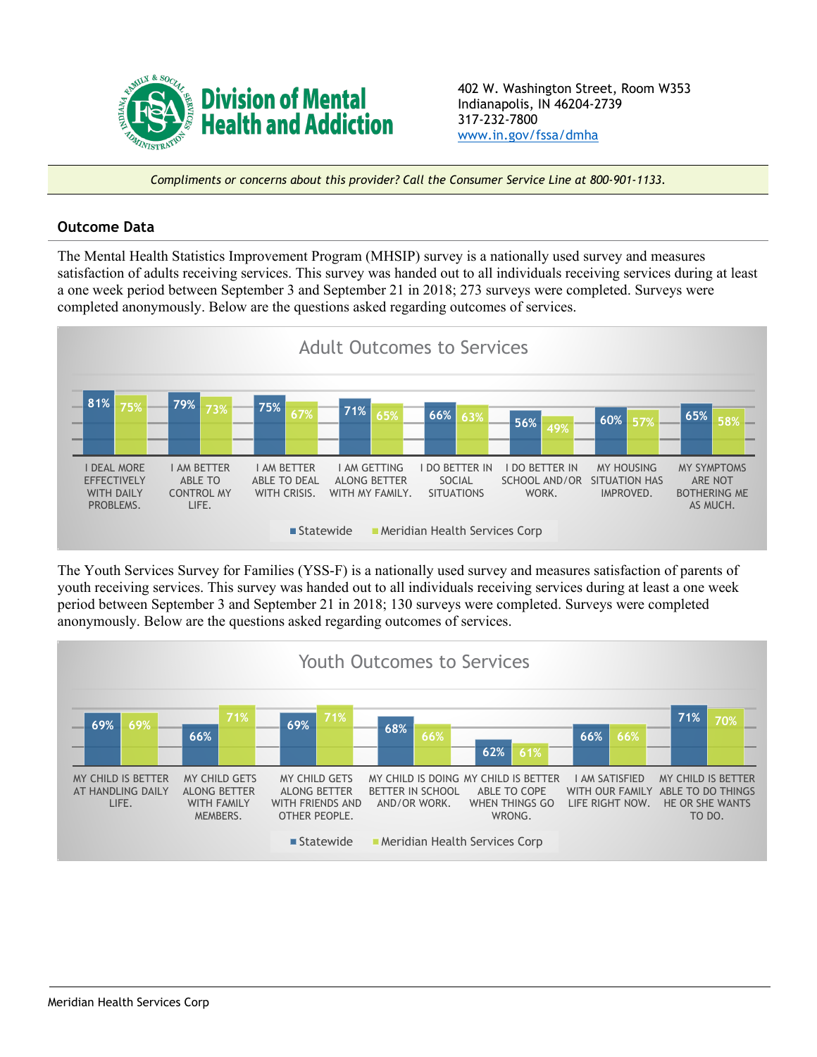Division of Mental Health and Addiction

402 W. Washington Street, Room W353
Indianapolis, IN 46204-2739
317-232-7800
www.in.gov/fssa/dmha

*Compliments or concerns about this provider? Call the Consumer Service Line at 800-901-1133.*

## Outcome Data

The Mental Health Statistics Improvement Program (MHSIP) survey is a nationally used survey and measures satisfaction of adults receiving services. This survey was handed out to all individuals receiving services during at least a one week period between September 3 and September 21 in 2018; 273 surveys were completed. Surveys were completed anonymously. Below are the questions asked regarding outcomes of services.

Adult Outcomes to Services

81% 75%
I DEAL MORE EFFECTIVELY WITH DAILY PROBLEMS.

79% 73%
I AM BETTER ABLE TO CONTROL MY LIFE.

75% 67%
I AM BETTER ABLE TO DEAL WITH CRISIS.

71% 65%
I AM GETTING ALONG BETTER WITH MY FAMILY.

66% 63%
I DO BETTER IN SOCIAL SITUATIONS

56% 49%
I DO BETTER IN SCHOOL AND/OR WORK.

60% 57%
MY HOUSING SITUATION HAS IMPROVED.

65% 58%
MY SYMPTOMS ARE NOT BOTHERING ME AS MUCH.

Statewide   Meridian Health Services Corp

The Youth Services Survey for Families (YSS-F) is a nationally used survey and measures satisfaction of parents of youth receiving services. This survey was handed out to all individuals receiving services during at least a one week period between September 3 and September 21 in 2018; 130 surveys were completed. Surveys were completed anonymously. Below are the questions asked regarding outcomes of services.

Youth Outcomes to Services

69% 69%
MY CHILD IS BETTER AT HANDLING DAILY LIFE.

66% 71%
MY CHILD GETS ALONG BETTER WITH FAMILY MEMBERS.

69% 71%
MY CHILD GETS ALONG BETTER WITH FRIENDS AND OTHER PEOPLE.

68% 66%
MY CHILD IS DOING BETTER IN SCHOOL AND/OR WORK.

62% 61%
MY CHILD IS BETTER ABLE TO COPE WHEN THINGS GO WRONG.

66% 66%
I AM SATISFIED WITH OUR FAMILY LIFE RIGHT NOW.

71% 70%
MY CHILD IS BETTER ABLE TO DO THINGS HE OR SHE WANTS TO DO.

Statewide   Meridian Health Services Corp